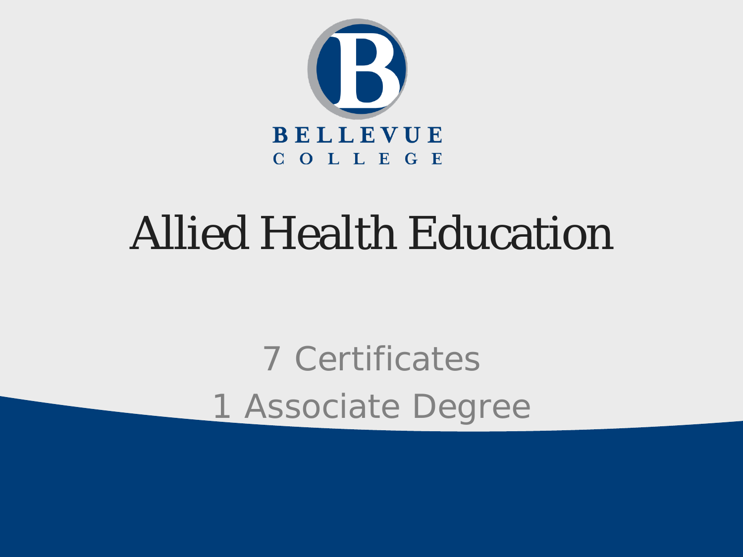BELLEVUE COLLEGE

# Allied Health Education

7 Certificates

1 Associate Degree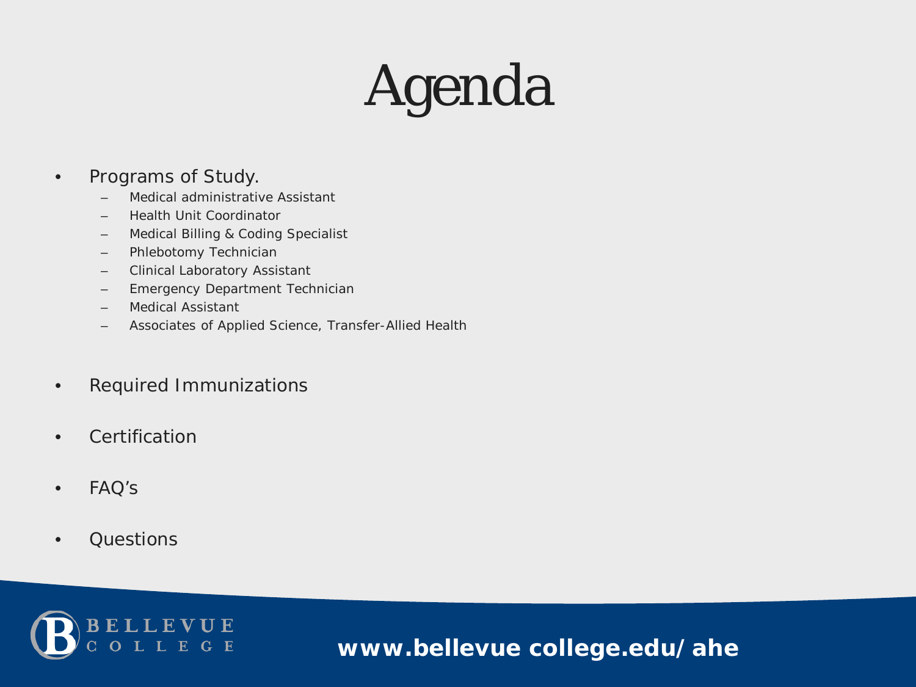# Agenda

- Programs of Study.
  - Medical administrative Assistant
  - Health Unit Coordinator
  - Medical Billing & Coding Specialist
  - Phlebotomy Technician
  - Clinical Laboratory Assistant
  - Emergency Department Technician
  - Medical Assistant
  - Associates of Applied Science, Transfer-Allied Health
- Required Immunizations
- Certification
- FAQ's
- Questions

BELLEVUE COLLEGE

**www.bellevue college.edu/ahe**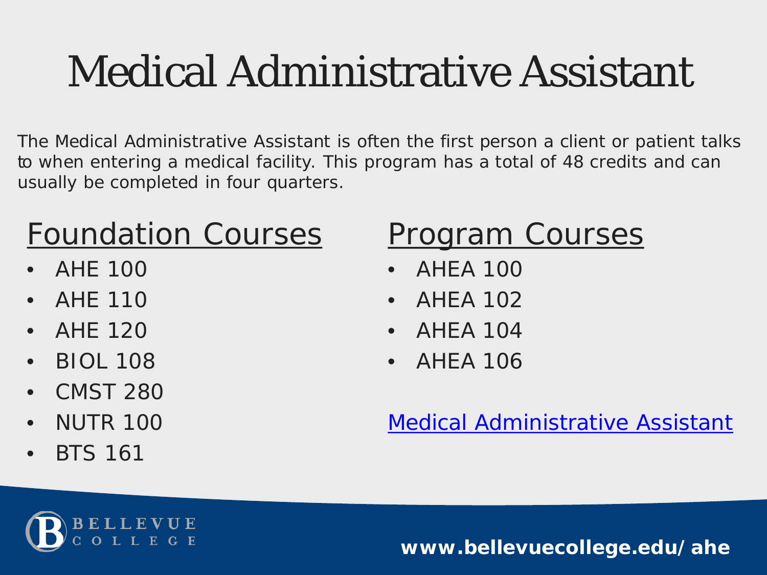# Medical Administrative Assistant

The Medical Administrative Assistant is often the first person a client or patient talks to when entering a medical facility. This program has a total of 48 credits and can usually be completed in four quarters.

## Foundation Courses

- AHE 100
- AHE 110
- AHE 120
- BIOL 108
- CMST 280
- NUTR 100
- BTS 161

## Program Courses

- AHEA 100
- AHEA 102
- AHEA 104
- AHEA 106

Medical Administrative Assistant

BELLEVUE COLLEGE

**www.bellevuecollege.edu/ahe**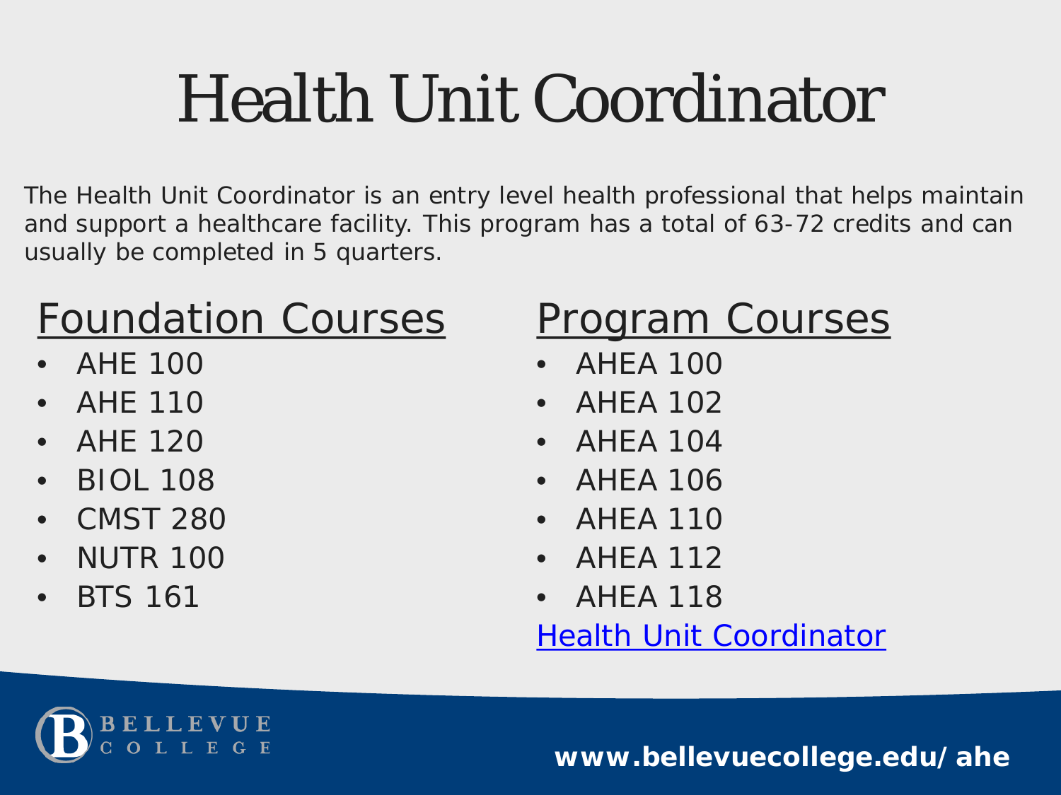# Health Unit Coordinator

The Health Unit Coordinator is an entry level health professional that helps maintain and support a healthcare facility. This program has a total of 63-72 credits and can usually be completed in 5 quarters.

## Foundation Courses

- AHE 100
- AHE 110
- AHE 120
- BIOL 108
- CMST 280
- NUTR 100
- BTS 161

## Program Courses

- AHEA 100
- AHEA 102
- AHEA 104
- AHEA 106
- AHEA 110
- AHEA 112
- AHEA 118

Health Unit Coordinator

BELLEVUE COLLEGE

**www.bellevuecollege.edu/ahe**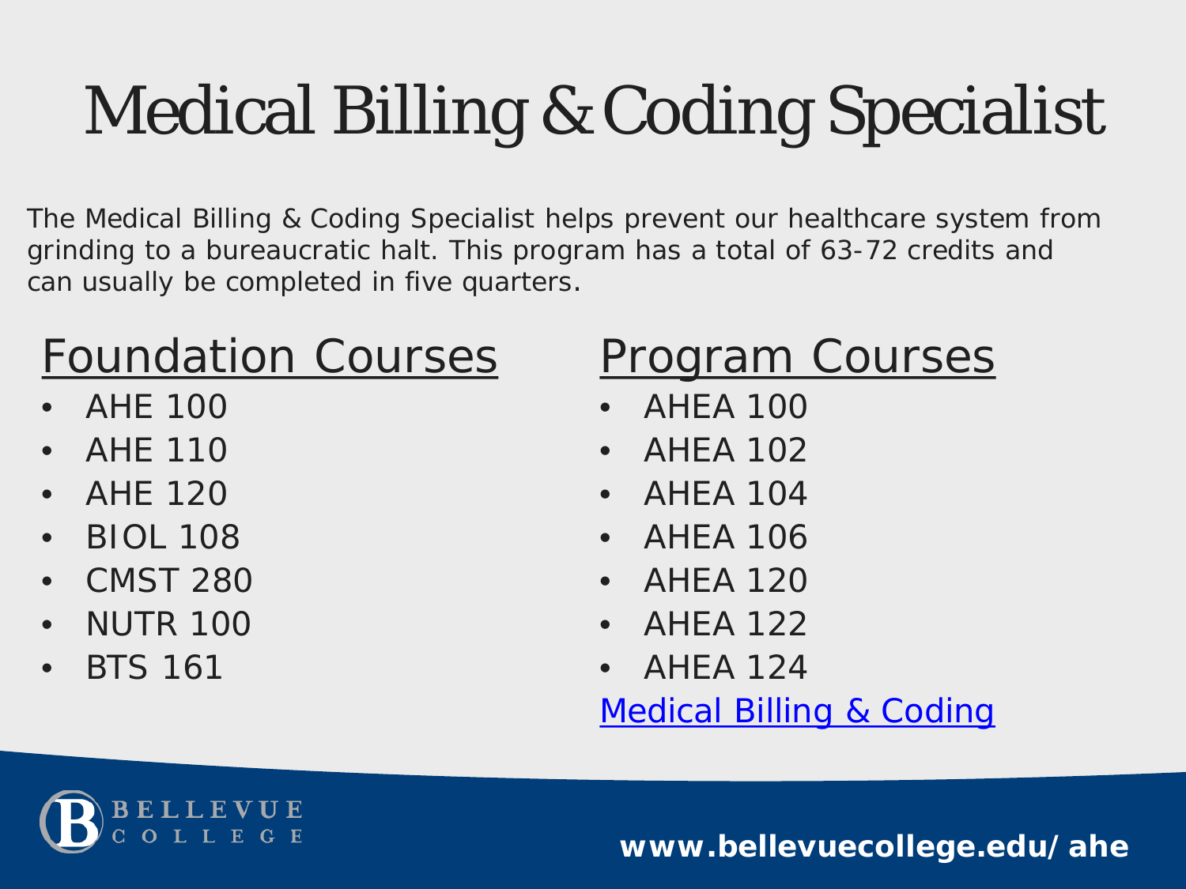# Medical Billing & Coding Specialist

The Medical Billing & Coding Specialist helps prevent our healthcare system from grinding to a bureaucratic halt. This program has a total of 63-72 credits and can usually be completed in five quarters.

## Foundation Courses

- AHE 100
- AHE 110
- AHE 120
- BIOL 108
- CMST 280
- NUTR 100
- BTS 161

## Program Courses

- AHEA 100
- AHEA 102
- AHEA 104
- AHEA 106
- AHEA 120
- AHEA 122
- AHEA 124

Medical Billing & Coding

BELLEVUE COLLEGE

**www.bellevuecollege.edu/ahe**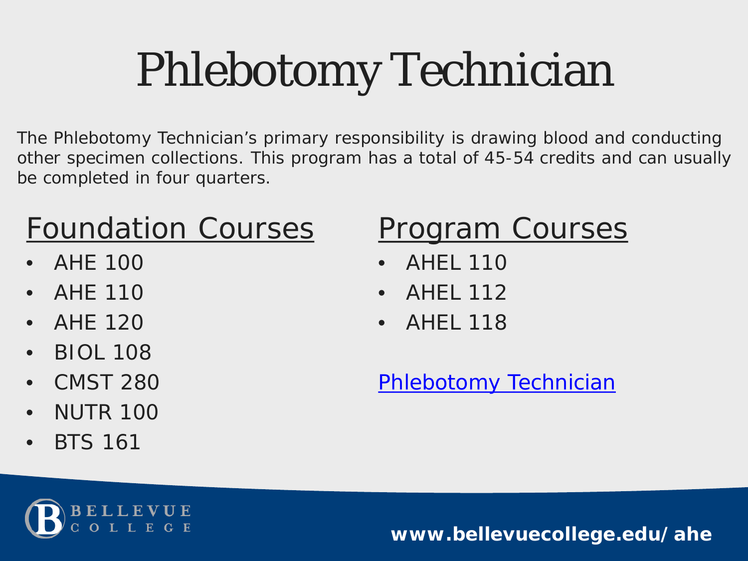# Phlebotomy Technician

The Phlebotomy Technician's primary responsibility is drawing blood and conducting other specimen collections. This program has a total of 45-54 credits and can usually be completed in four quarters.

## Foundation Courses

- AHE 100
- AHE 110
- AHE 120
- BIOL 108
- CMST 280
- NUTR 100
- BTS 161

## Program Courses

- AHEL 110
- AHEL 112
- AHEL 118

Phlebotomy Technician

BELLEVUE COLLEGE

www.bellevuecollege.edu/ahe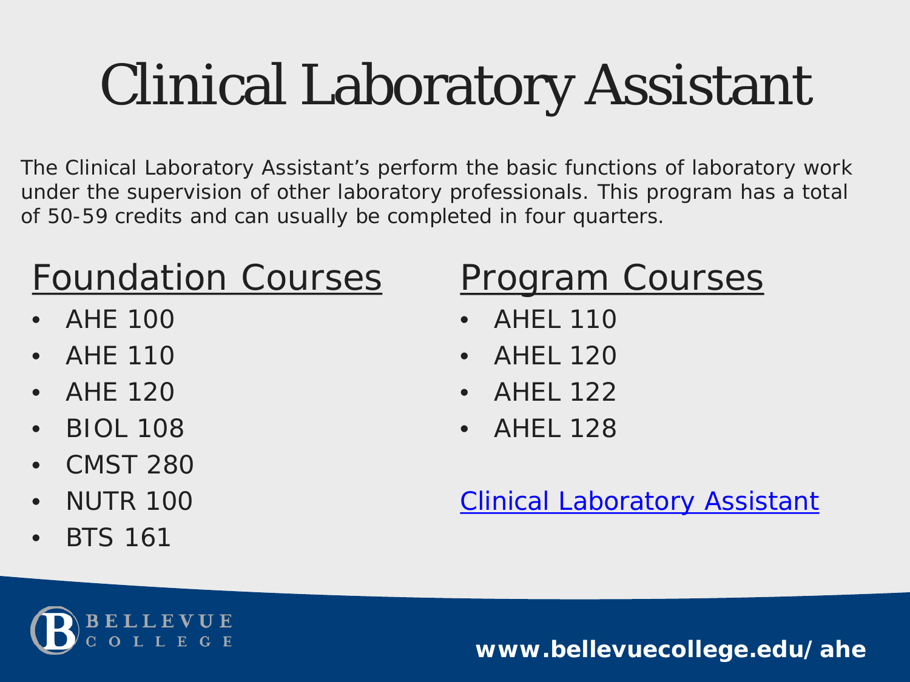# Clinical Laboratory Assistant

The Clinical Laboratory Assistant's perform the basic functions of laboratory work under the supervision of other laboratory professionals. This program has a total of 50-59 credits and can usually be completed in four quarters.

## Foundation Courses

- AHE 100
- AHE 110
- AHE 120
- BIOL 108
- CMST 280
- NUTR 100
- BTS 161

## Program Courses

- AHEL 110
- AHEL 120
- AHEL 122
- AHEL 128

Clinical Laboratory Assistant

BELLEVUE COLLEGE

**www.bellevuecollege.edu/ahe**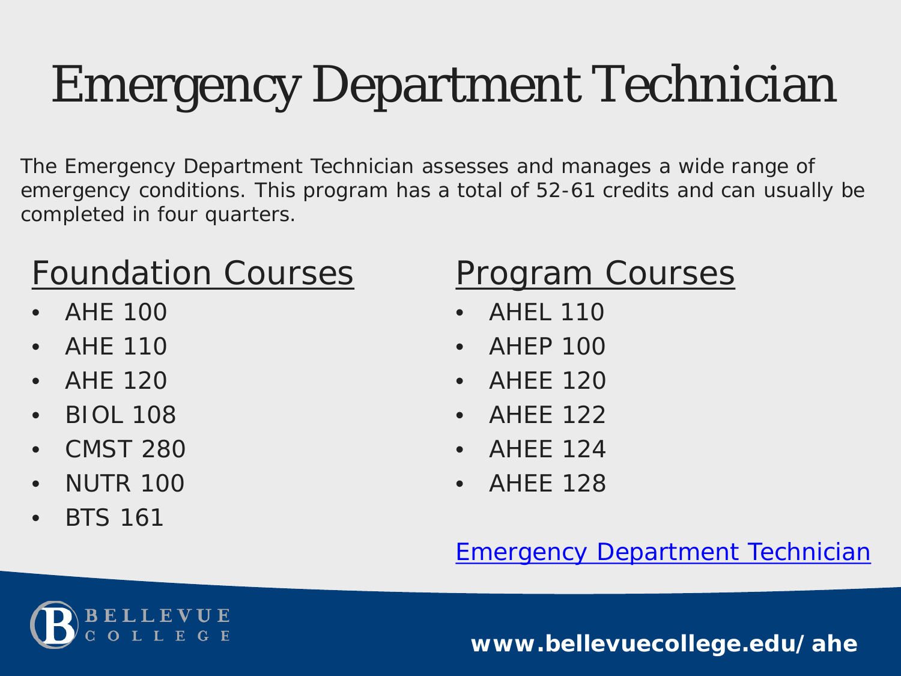# Emergency Department Technician

The Emergency Department Technician assesses and manages a wide range of emergency conditions. This program has a total of 52-61 credits and can usually be completed in four quarters.

## Foundation Courses

- AHE 100
- AHE 110
- AHE 120
- BIOL 108
- CMST 280
- NUTR 100
- BTS 161

## Program Courses

- AHEL 110
- AHEP 100
- AHEE 120
- AHEE 122
- AHEE 124
- AHEE 128

Emergency Department Technician

BELLEVUE COLLEGE

www.bellevuecollege.edu/ahe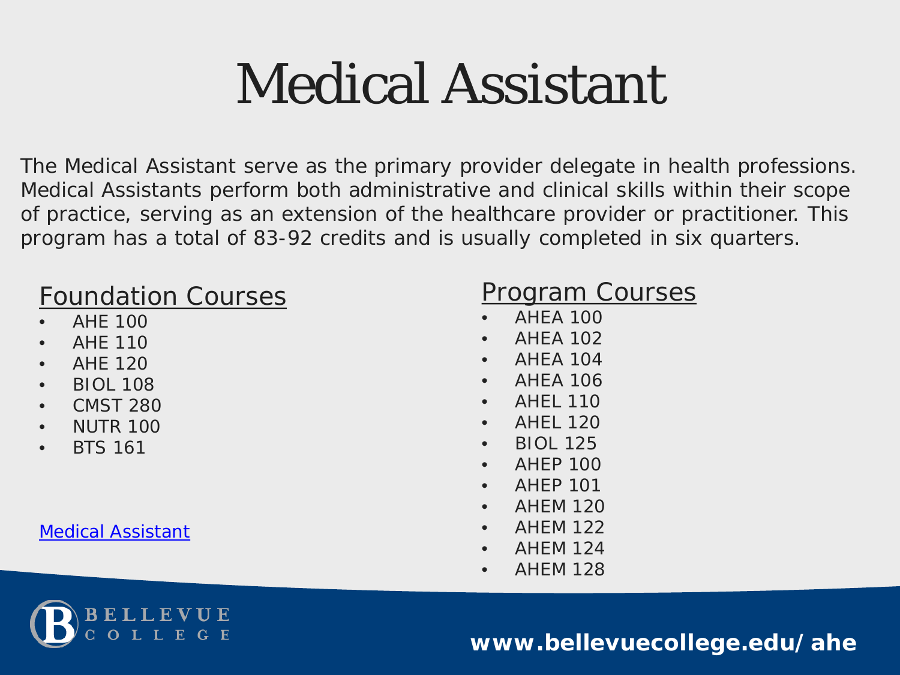# Medical Assistant

The Medical Assistant serve as the primary provider delegate in health professions. Medical Assistants perform both administrative and clinical skills within their scope of practice, serving as an extension of the healthcare provider or practitioner. This program has a total of 83-92 credits and is usually completed in six quarters.

## Foundation Courses

- AHE 100
- AHE 110
- AHE 120
- BIOL 108
- CMST 280
- NUTR 100
- BTS 161

[Medical Assistant]

## Program Courses

- AHEA 100
- AHEA 102
- AHEA 104
- AHEA 106
- AHEL 110
- AHEL 120
- BIOL 125
- AHEP 100
- AHEP 101
- AHEM 120
- AHEM 122
- AHEM 124
- AHEM 128

BELLEVUE COLLEGE

www.bellevuecollege.edu/ahe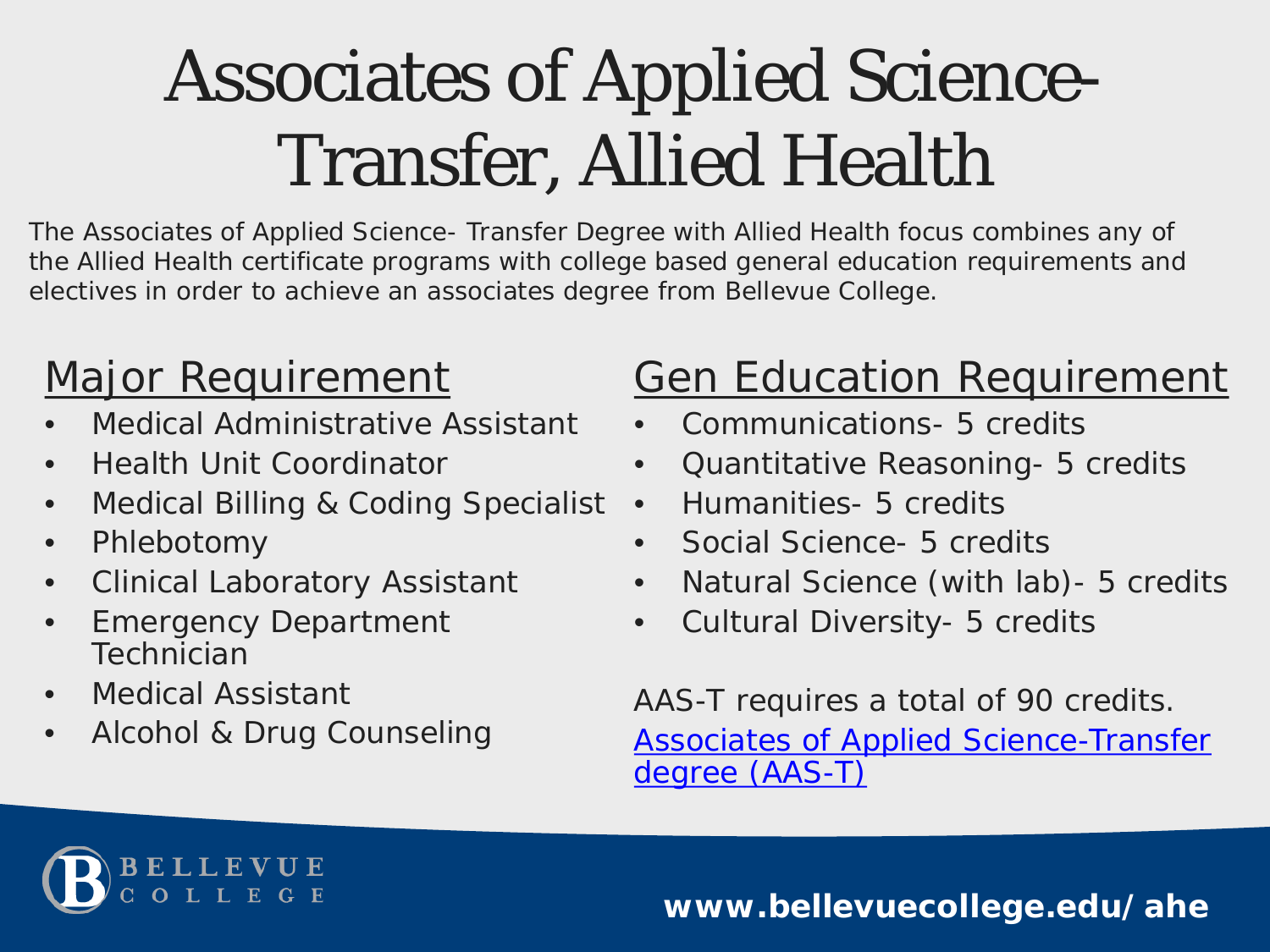# Associates of Applied Science- Transfer, Allied Health

The Associates of Applied Science- Transfer Degree with Allied Health focus combines any of the Allied Health certificate programs with college based general education requirements and electives in order to achieve an associates degree from Bellevue College.

## Major Requirement

- Medical Administrative Assistant
- Health Unit Coordinator
- Medical Billing & Coding Specialist
- Phlebotomy
- Clinical Laboratory Assistant
- Emergency Department Technician
- Medical Assistant
- Alcohol & Drug Counseling

## Gen Education Requirement

- Communications- 5 credits
- Quantitative Reasoning- 5 credits
- Humanities- 5 credits
- Social Science- 5 credits
- Natural Science (with lab)- 5 credits
- Cultural Diversity- 5 credits

AAS-T requires a total of 90 credits.

Associates of Applied Science-Transfer degree (AAS-T)

BELLEVUE COLLEGE

www.bellevuecollege.edu/ahe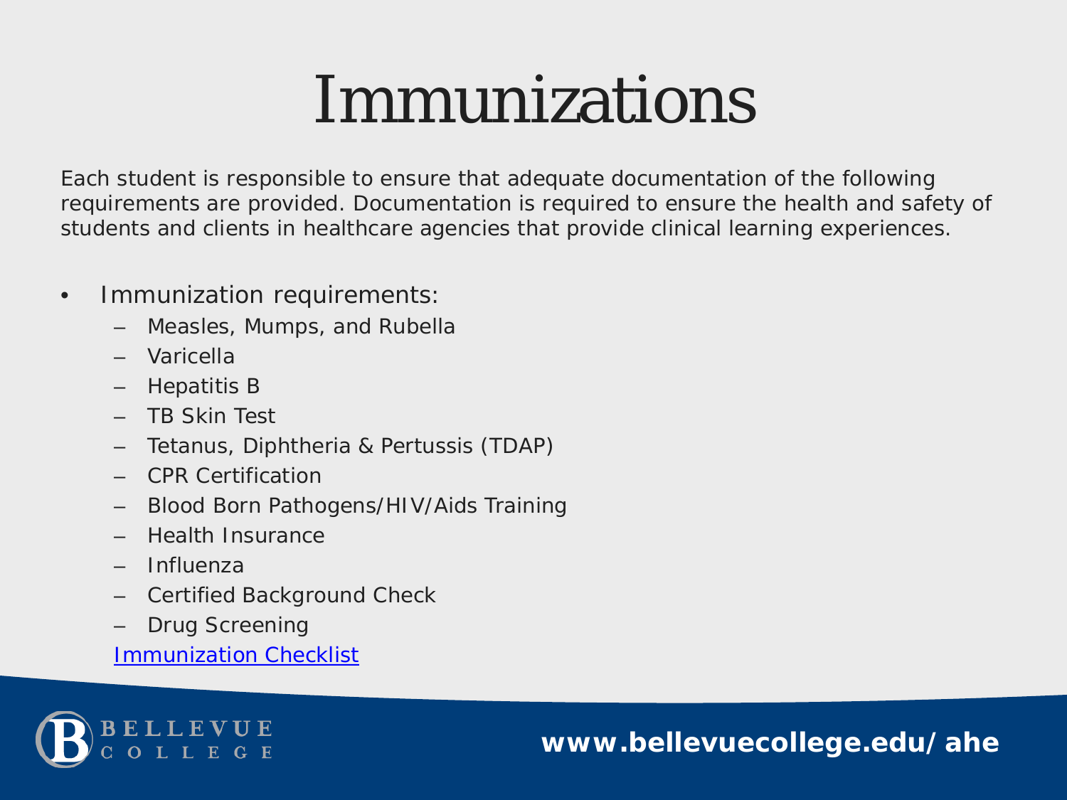# Immunizations

Each student is responsible to ensure that adequate documentation of the following requirements are provided. Documentation is required to ensure the health and safety of students and clients in healthcare agencies that provide clinical learning experiences.

- Immunization requirements:
  - Measles, Mumps, and Rubella
  - Varicella
  - Hepatitis B
  - TB Skin Test
  - Tetanus, Diphtheria & Pertussis (TDAP)
  - CPR Certification
  - Blood Born Pathogens/HIV/Aids Training
  - Health Insurance
  - Influenza
  - Certified Background Check
  - Drug Screening

  Immunization Checklist

BELLEVUE COLLEGE

**www.bellevuecollege.edu/ahe**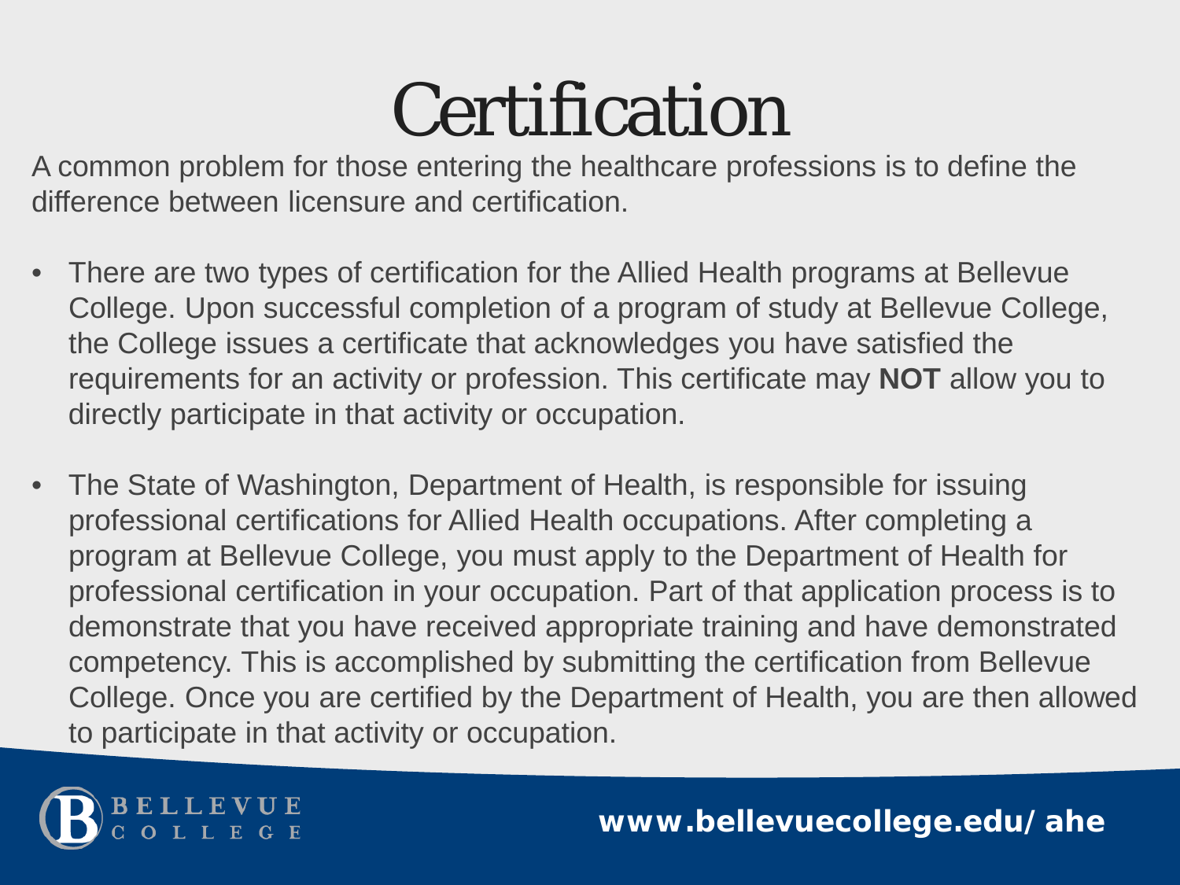# Certification

A common problem for those entering the healthcare professions is to define the difference between licensure and certification.

- There are two types of certification for the Allied Health programs at Bellevue College. Upon successful completion of a program of study at Bellevue College, the College issues a certificate that acknowledges you have satisfied the requirements for an activity or profession. This certificate may **NOT** allow you to directly participate in that activity or occupation.
- The State of Washington, Department of Health, is responsible for issuing professional certifications for Allied Health occupations. After completing a program at Bellevue College, you must apply to the Department of Health for professional certification in your occupation. Part of that application process is to demonstrate that you have received appropriate training and have demonstrated competency. This is accomplished by submitting the certification from Bellevue College. Once you are certified by the Department of Health, you are then allowed to participate in that activity or occupation.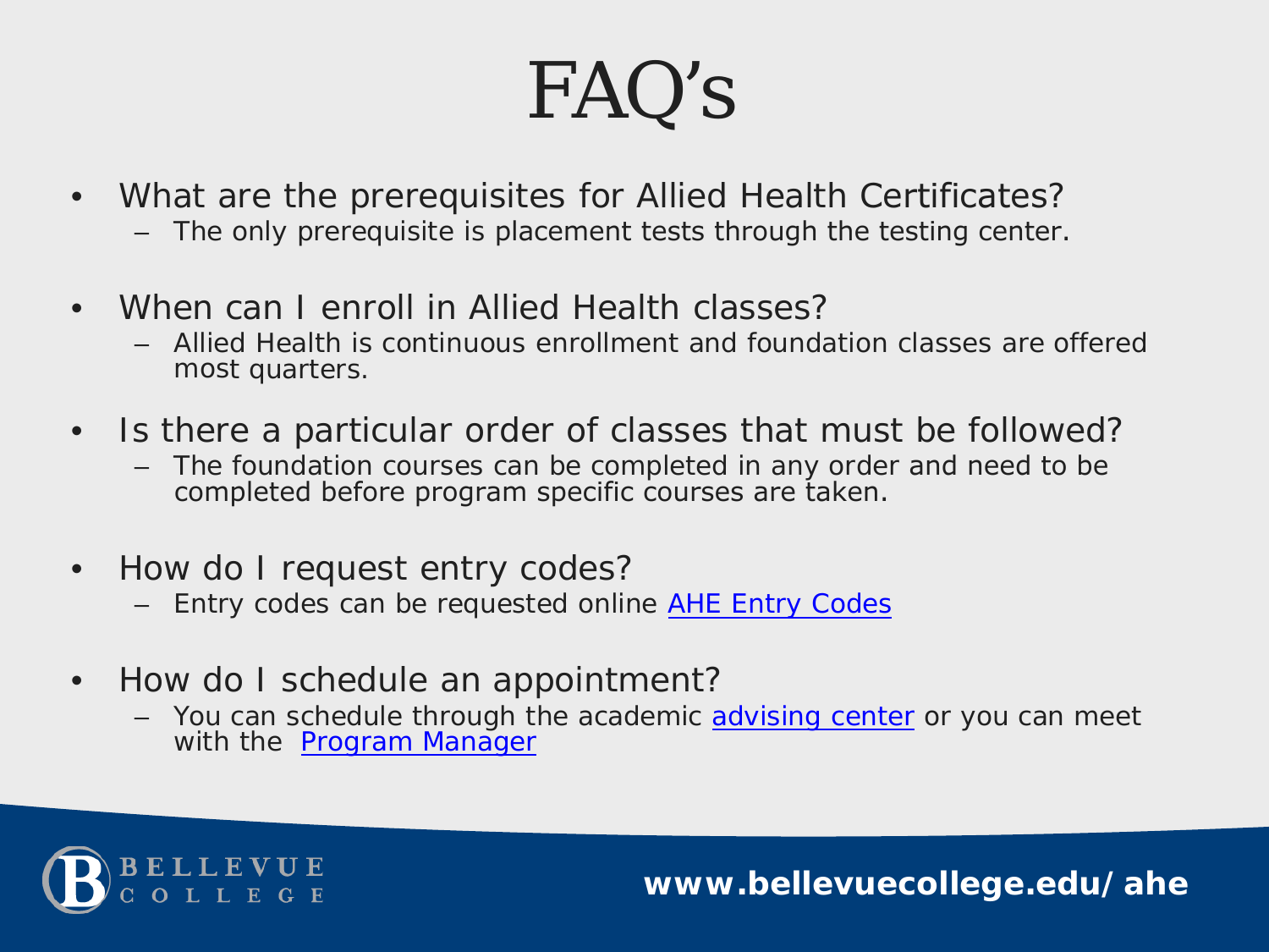# FAQ’s

- What are the prerequisites for Allied Health Certificates?
  - The only prerequisite is placement tests through the testing center.
- When can I enroll in Allied Health classes?
  - Allied Health is continuous enrollment and foundation classes are offered most quarters.
- Is there a particular order of classes that must be followed?
  - The foundation courses can be completed in any order and need to be completed before program specific courses are taken.
- How do I request entry codes?
  - Entry codes can be requested online AHE Entry Codes
- How do I schedule an appointment?
  - You can schedule through the academic advising center or you can meet with the Program Manager

BELLEVUE COLLEGE

www.bellevuecollege.edu/ahe